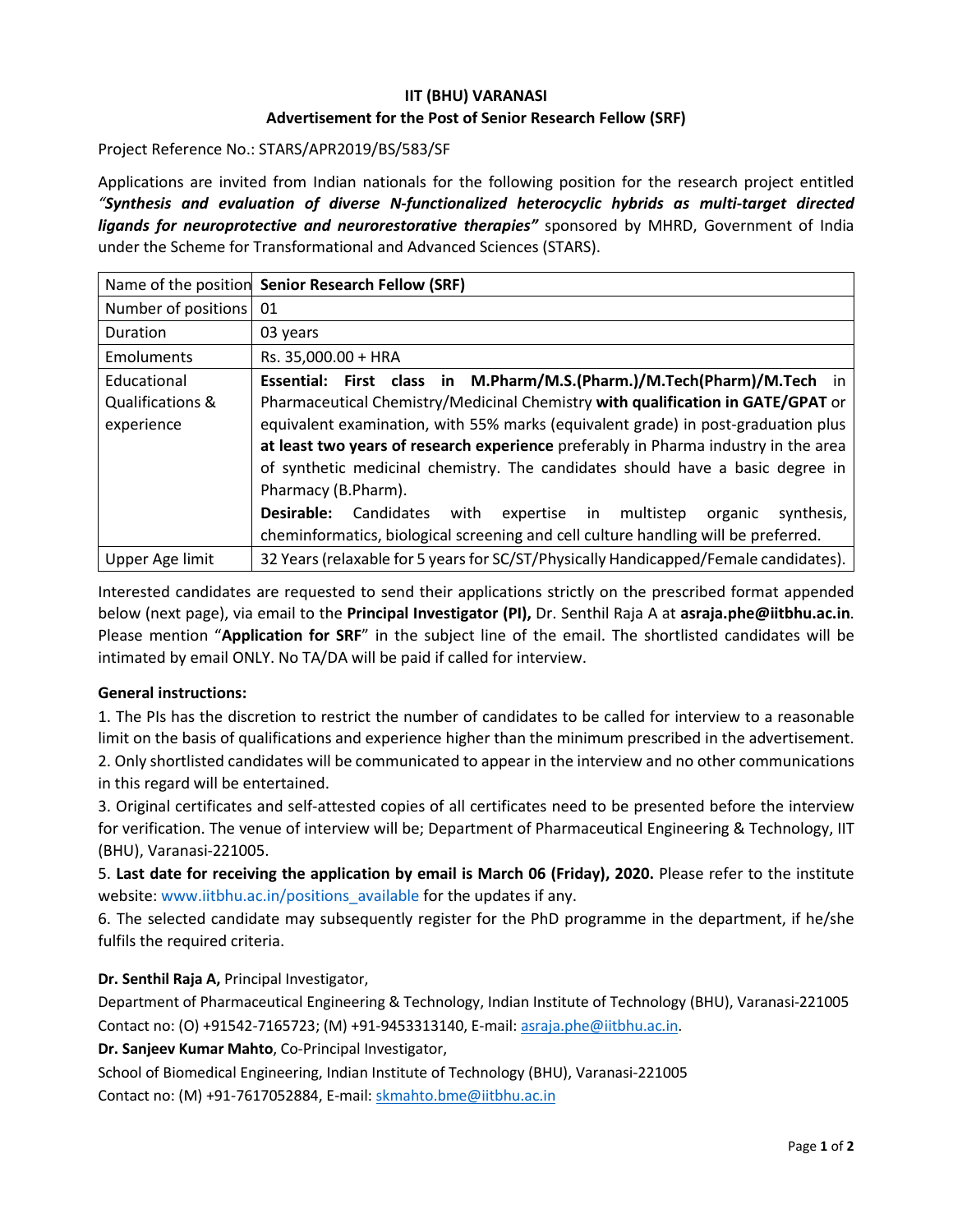# IIT (BHU) VARANASI

## Advertisement for the Post of Senior Research Fellow (SRF)

Project Reference No.: STARS/APR2019/BS/583/SF

Applications are invited from Indian nationals for the following position for the research project entitled ***"Synthesis and evaluation of diverse N-functionalized heterocyclic hybrids as multi-target directed ligands for neuroprotective and neurorestorative therapies"*** sponsored by MHRD, Government of India under the Scheme for Transformational and Advanced Sciences (STARS).

| Name of the position | **Senior Research Fellow (SRF)** |
|---|---|
| Number of positions | 01 |
| Duration | 03 years |
| Emoluments | Rs. 35,000.00 + HRA |
| Educational Qualifications & experience | **Essential: First class in M.Pharm/M.S.(Pharm.)/M.Tech(Pharm)/M.Tech** in Pharmaceutical Chemistry/Medicinal Chemistry **with qualification in GATE/GPAT** or equivalent examination, with 55% marks (equivalent grade) in post-graduation plus **at least two years of research experience** preferably in Pharma industry in the area of synthetic medicinal chemistry. The candidates should have a basic degree in Pharmacy (B.Pharm). **Desirable:** Candidates with expertise in multistep organic synthesis, cheminformatics, biological screening and cell culture handling will be preferred. |
| Upper Age limit | 32 Years (relaxable for 5 years for SC/ST/Physically Handicapped/Female candidates). |

Interested candidates are requested to send their applications strictly on the prescribed format appended below (next page), via email to the **Principal Investigator (PI),** Dr. Senthil Raja A at **asraja.phe@iitbhu.ac.in**. Please mention "**Application for SRF**" in the subject line of the email. The shortlisted candidates will be intimated by email ONLY. No TA/DA will be paid if called for interview.

**General instructions:**

1. The PIs has the discretion to restrict the number of candidates to be called for interview to a reasonable limit on the basis of qualifications and experience higher than the minimum prescribed in the advertisement.
2. Only shortlisted candidates will be communicated to appear in the interview and no other communications in this regard will be entertained.
3. Original certificates and self-attested copies of all certificates need to be presented before the interview for verification. The venue of interview will be; Department of Pharmaceutical Engineering & Technology, IIT (BHU), Varanasi-221005.

5. **Last date for receiving the application by email is March 06 (Friday), 2020.** Please refer to the institute website: www.iitbhu.ac.in/positions_available for the updates if any.
6. The selected candidate may subsequently register for the PhD programme in the department, if he/she fulfils the required criteria.

**Dr. Senthil Raja A,** Principal Investigator,
Department of Pharmaceutical Engineering & Technology, Indian Institute of Technology (BHU), Varanasi-221005
Contact no: (O) +91542-7165723; (M) +91-9453313140, E-mail: asraja.phe@iitbhu.ac.in.

**Dr. Sanjeev Kumar Mahto**, Co-Principal Investigator,
School of Biomedical Engineering, Indian Institute of Technology (BHU), Varanasi-221005
Contact no: (M) +91-7617052884, E-mail: skmahto.bme@iitbhu.ac.in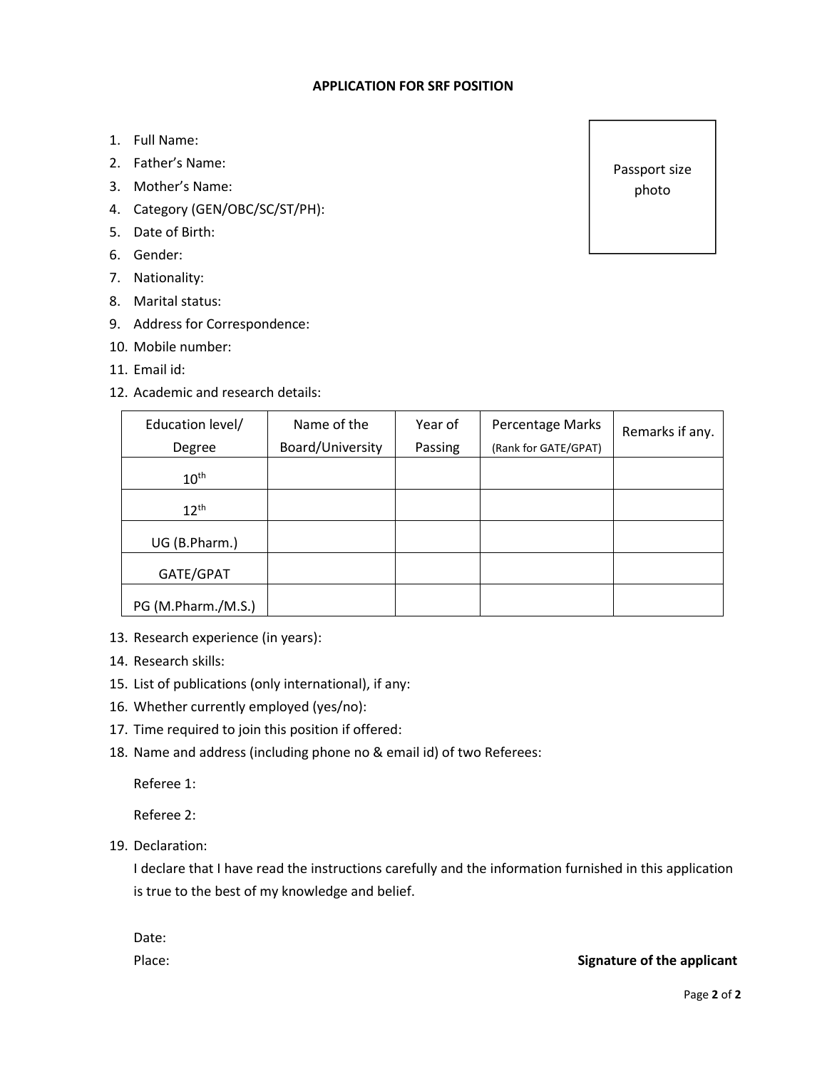# APPLICATION FOR SRF POSITION

Passport size photo

1. Full Name:
2. Father's Name:
3. Mother's Name:
4. Category (GEN/OBC/SC/ST/PH):
5. Date of Birth:
6. Gender:
7. Nationality:
8. Marital status:
9. Address for Correspondence:
10. Mobile number:
11. Email id:
12. Academic and research details:

| Education level/ Degree | Name of the Board/University | Year of Passing | Percentage Marks (Rank for GATE/GPAT) | Remarks if any. |
|---|---|---|---|---|
| 10th | | | | |
| 12th | | | | |
| UG (B.Pharm.) | | | | |
| GATE/GPAT | | | | |
| PG (M.Pharm./M.S.) | | | | |

13. Research experience (in years):
14. Research skills:
15. List of publications (only international), if any:
16. Whether currently employed (yes/no):
17. Time required to join this position if offered:
18. Name and address (including phone no & email id) of two Referees:

    Referee 1:

    Referee 2:

19. Declaration:

    I declare that I have read the instructions carefully and the information furnished in this application is true to the best of my knowledge and belief.

    Date:

    Place:

**Signature of the applicant**